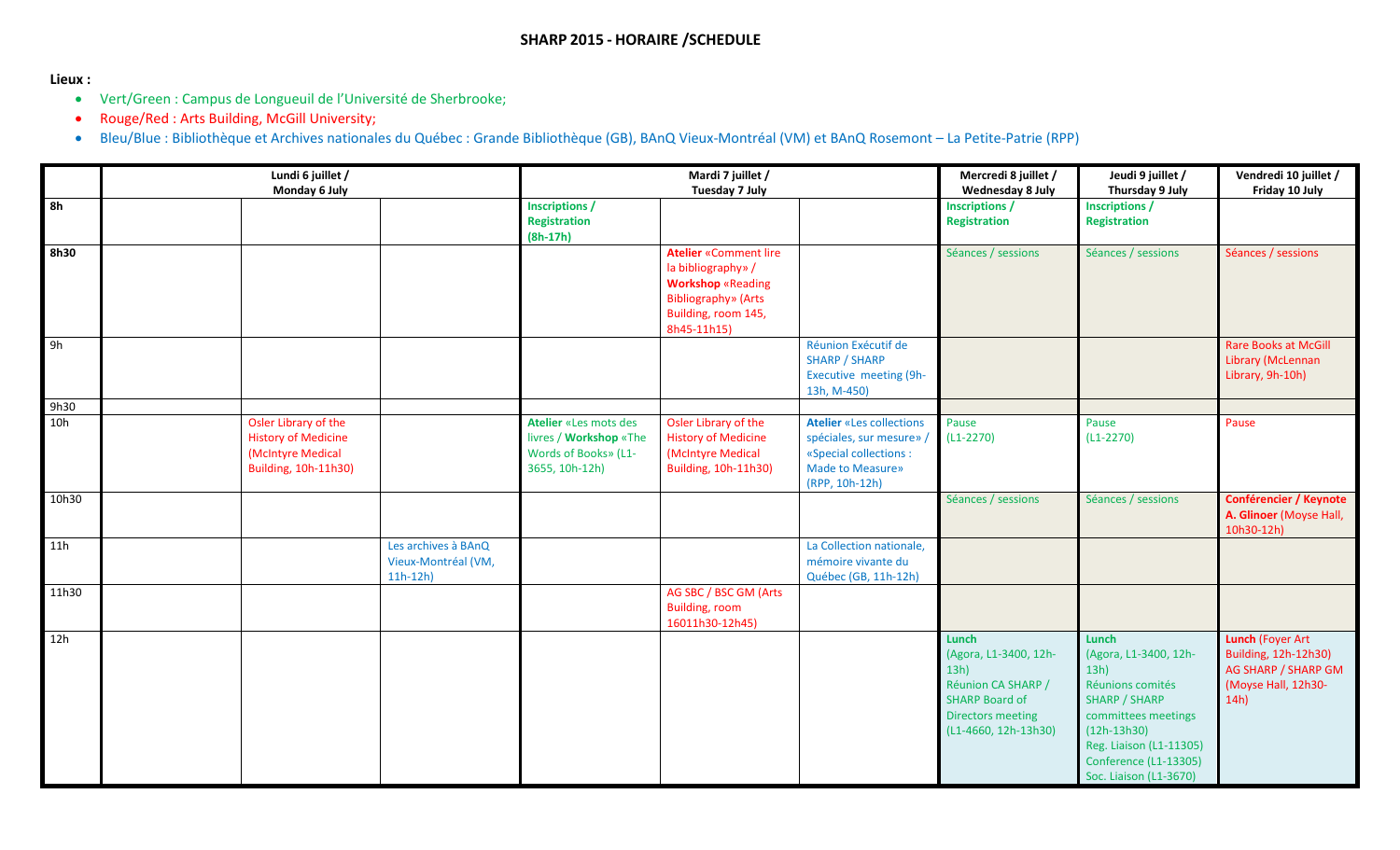# SHARP 2015 - HORAIRE /SCHEDULE

**Lieux :**

- Vert/Green : Campus de Longueuil de l'Université de Sherbrooke;
- Rouge/Red : Arts Building, McGill University;
- Bleu/Blue : Bibliothèque et Archives nationales du Québec : Grande Bibliothèque (GB), BAnQ Vieux-Montréal (VM) et BAnQ Rosemont – La Petite-Patrie (RPP)

| | Lundi 6 juillet / Monday 6 July | | | Mardi 7 juillet / Tuesday 7 July | | | Mercredi 8 juillet / Wednesday 8 July | Jeudi 9 juillet / Thursday 9 July | Vendredi 10 juillet / Friday 10 July |
|---|---|---|---|---|---|---|---|---|---|
| **8h** | | | | **Inscriptions / Registration (8h-17h)** | | | **Inscriptions / Registration** | **Inscriptions / Registration** | |
| **8h30** | | | | | **Atelier** «Comment lire la bibliography» / **Workshop** «Reading Bibliography» (Arts Building, room 145, 8h45-11h15) | | Séances / sessions | Séances / sessions | Séances / sessions |
| 9h | | | | | | Réunion Exécutif de SHARP / SHARP Executive meeting (9h-13h, M-450) | | | Rare Books at McGill Library (McLennan Library, 9h-10h) |
| 9h30 | | | | | | | | | |
| 10h | | Osler Library of the History of Medicine (McIntyre Medical Building, 10h-11h30) | | **Atelier** «Les mots des livres / **Workshop** «The Words of Books» (L1-3655, 10h-12h) | Osler Library of the History of Medicine (McIntyre Medical Building, 10h-11h30) | **Atelier** «Les collections spéciales, sur mesure» / «Special collections : Made to Measure» (RPP, 10h-12h) | Pause (L1-2270) | Pause (L1-2270) | Pause |
| 10h30 | | | | | | | Séances / sessions | Séances / sessions | **Conférencier / Keynote A. Glinoer** (Moyse Hall, 10h30-12h) |
| 11h | | | Les archives à BAnQ Vieux-Montréal (VM, 11h-12h) | | | La Collection nationale, mémoire vivante du Québec (GB, 11h-12h) | | | |
| 11h30 | | | | | AG SBC / BSC GM (Arts Building, room 16011h30-12h45) | | | | |
| 12h | | | | | | | **Lunch** (Agora, L1-3400, 12h-13h) Réunion CA SHARP / SHARP Board of Directors meeting (L1-4660, 12h-13h30) | **Lunch** (Agora, L1-3400, 12h-13h) Réunions comités SHARP / SHARP committees meetings (12h-13h30) Reg. Liaison (L1-11305) Conference (L1-13305) Soc. Liaison (L1-3670) | **Lunch** (Foyer Art Building, 12h-12h30) AG SHARP / SHARP GM (Moyse Hall, 12h30-14h) |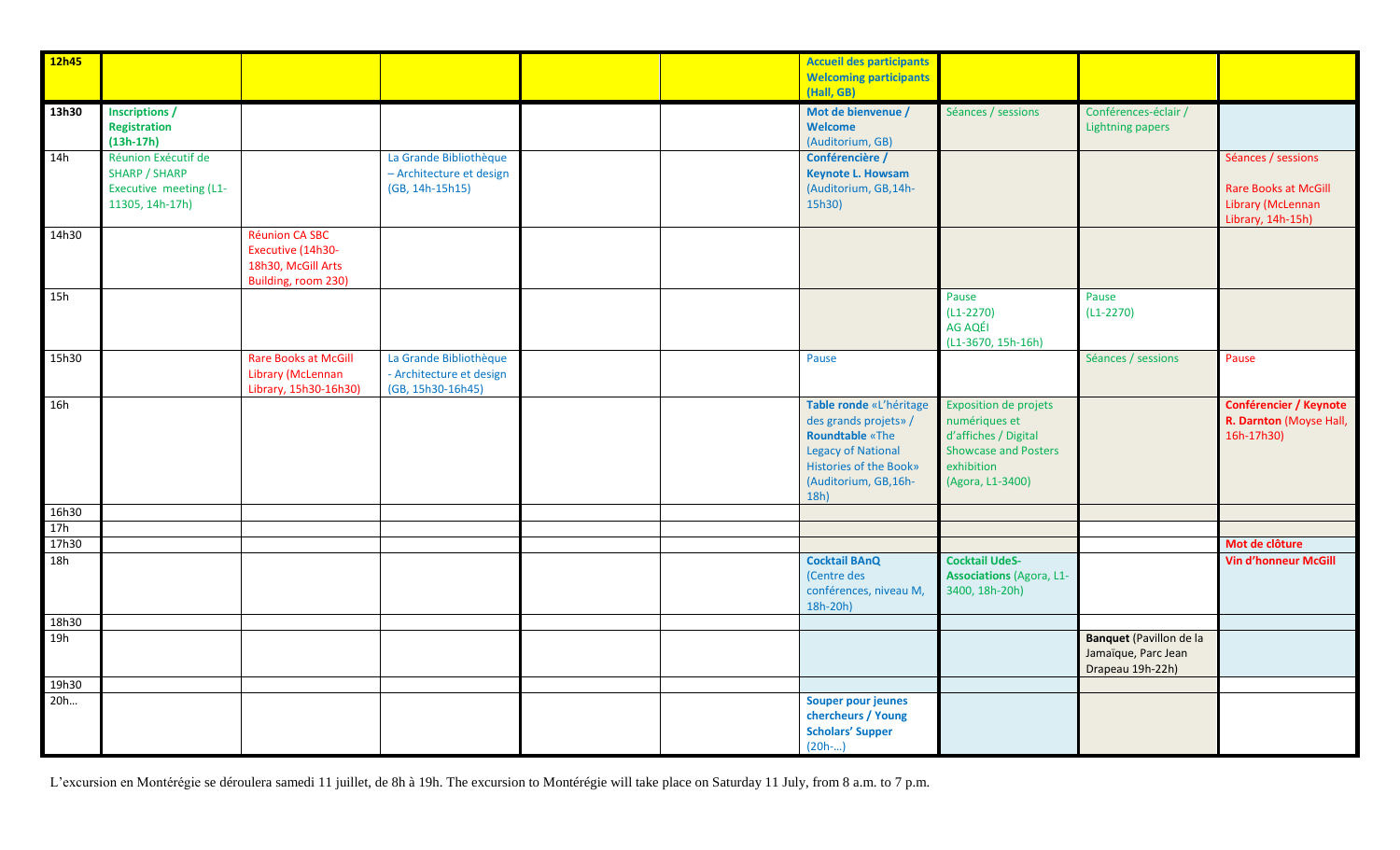| | | | | | | | | |
|---|---|---|---|---|---|---|---|---|
| **12h45** | | | | | | **Accueil des participants Welcoming participants (Hall, GB)** | | | |
| **13h30** | **Inscriptions / Registration (13h-17h)** | | | | | **Mot de bienvenue / Welcome** (Auditorium, GB) | Séances / sessions | Conférences-éclair / Lightning papers | |
| 14h | Réunion Exécutif de SHARP / SHARP Executive meeting (L1-11305, 14h-17h) | | La Grande Bibliothèque – Architecture et design (GB, 14h-15h15) | | | **Conférencière / Keynote L. Howsam** (Auditorium, GB,14h-15h30) | | | Séances / sessions<br><br>Rare Books at McGill Library (McLennan Library, 14h-15h) |
| 14h30 | | Réunion CA SBC Executive (14h30-18h30, McGill Arts Building, room 230) | | | | | | | |
| 15h | | | | | | | Pause (L1-2270) AG AQÉI (L1-3670, 15h-16h) | Pause (L1-2270) | |
| 15h30 | | Rare Books at McGill Library (McLennan Library, 15h30-16h30) | La Grande Bibliothèque - Architecture et design (GB, 15h30-16h45) | | | Pause | | Séances / sessions | Pause |
| 16h | | | | | | **Table ronde** «L'héritage des grands projets» / **Roundtable** «The Legacy of National Histories of the Book» (Auditorium, GB,16h-18h) | Exposition de projets numériques et d'affiches / Digital Showcase and Posters exhibition (Agora, L1-3400) | | **Conférencier / Keynote R. Darnton** (Moyse Hall, 16h-17h30) |
| 16h30 | | | | | | | | | |
| 17h | | | | | | | | | |
| 17h30 | | | | | | | | | **Mot de clôture** |
| 18h | | | | | | **Cocktail BAnQ** (Centre des conférences, niveau M, 18h-20h) | **Cocktail UdeS-Associations** (Agora, L1-3400, 18h-20h) | | **Vin d'honneur McGill** |
| 18h30 | | | | | | | | | |
| 19h | | | | | | | | **Banquet** (Pavillon de la Jamaïque, Parc Jean Drapeau 19h-22h) | |
| 19h30 | | | | | | | | | |
| 20h… | | | | | | **Souper pour jeunes chercheurs / Young Scholars' Supper** (20h-…) | | | |

L'excursion en Montérégie se déroulera samedi 11 juillet, de 8h à 19h. The excursion to Montérégie will take place on Saturday 11 July, from 8 a.m. to 7 p.m.